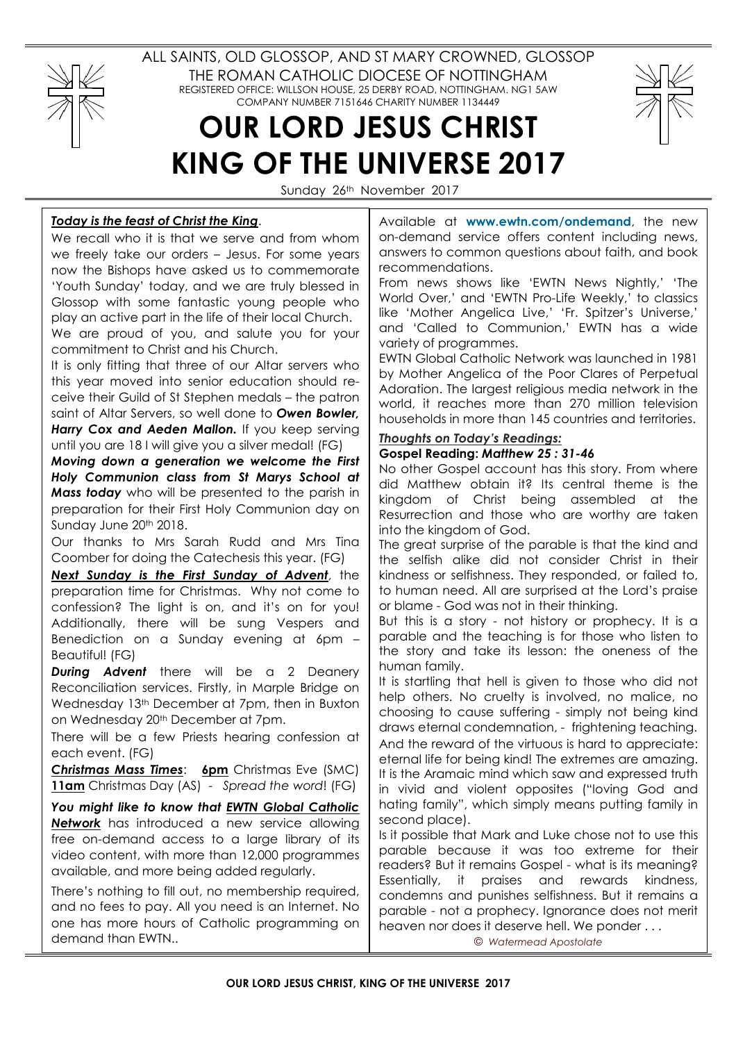ALL SAINTS, OLD GLOSSOP, AND ST MARY CROWNED, GLOSSOP

THE ROMAN CATHOLIC DIOCESE OF NOTTINGHAM

REGISTERED OFFICE: WILLSON HOUSE, 25 DERBY ROAD, NOTTINGHAM. NG1 5AW

COMPANY NUMBER 7151646 CHARITY NUMBER 1134449

# OUR LORD JESUS CHRIST KING OF THE UNIVERSE 2017

Sunday 26th November 2017

***Today is the feast of Christ the King*.**

We recall who it is that we serve and from whom we freely take our orders – Jesus. For some years now the Bishops have asked us to commemorate 'Youth Sunday' today, and we are truly blessed in Glossop with some fantastic young people who play an active part in the life of their local Church. We are proud of you, and salute you for your commitment to Christ and his Church.

It is only fitting that three of our Altar servers who this year moved into senior education should receive their Guild of St Stephen medals – the patron saint of Altar Servers, so well done to ***Owen Bowler, Harry Cox and Aeden Mallon.*** If you keep serving until you are 18 I will give you a silver medal! (FG)

***Moving down a generation we welcome the First Holy Communion class from St Marys School at Mass today*** who will be presented to the parish in preparation for their First Holy Communion day on Sunday June 20th 2018.

Our thanks to Mrs Sarah Rudd and Mrs Tina Coomber for doing the Catechesis this year. (FG)

***Next Sunday is the First Sunday of Advent***, the preparation time for Christmas. Why not come to confession? The light is on, and it's on for you! Additionally, there will be sung Vespers and Benediction on a Sunday evening at 6pm – Beautiful! (FG)

***During Advent*** there will be a 2 Deanery Reconciliation services. Firstly, in Marple Bridge on Wednesday 13th December at 7pm, then in Buxton on Wednesday 20th December at 7pm.

There will be a few Priests hearing confession at each event. (FG)

***Christmas Mass Times***: **6pm** Christmas Eve (SMC) **11am** Christmas Day (AS) - *Spread the word*! (FG)

***You might like to know that EWTN Global Catholic Network*** has introduced a new service allowing free on-demand access to a large library of its video content, with more than 12,000 programmes available, and more being added regularly.

There's nothing to fill out, no membership required, and no fees to pay. All you need is an Internet. No one has more hours of Catholic programming on demand than EWTN..

Available at **www.ewtn.com/ondemand**, the new on-demand service offers content including news, answers to common questions about faith, and book recommendations.

From news shows like 'EWTN News Nightly,' 'The World Over,' and 'EWTN Pro-Life Weekly,' to classics like 'Mother Angelica Live,' 'Fr. Spitzer's Universe,' and 'Called to Communion,' EWTN has a wide variety of programmes.

EWTN Global Catholic Network was launched in 1981 by Mother Angelica of the Poor Clares of Perpetual Adoration. The largest religious media network in the world, it reaches more than 270 million television households in more than 145 countries and territories.

***Thoughts on Today's Readings:***

**Gospel Reading: *Matthew 25 : 31-46***

No other Gospel account has this story. From where did Matthew obtain it? Its central theme is the kingdom of Christ being assembled at the Resurrection and those who are worthy are taken into the kingdom of God.

The great surprise of the parable is that the kind and the selfish alike did not consider Christ in their kindness or selfishness. They responded, or failed to, to human need. All are surprised at the Lord's praise or blame - God was not in their thinking.

But this is a story - not history or prophecy. It is a parable and the teaching is for those who listen to the story and take its lesson: the oneness of the human family.

It is startling that hell is given to those who did not help others. No cruelty is involved, no malice, no choosing to cause suffering - simply not being kind draws eternal condemnation, - frightening teaching. And the reward of the virtuous is hard to appreciate: eternal life for being kind! The extremes are amazing. It is the Aramaic mind which saw and expressed truth in vivid and violent opposites ("loving God and hating family", which simply means putting family in second place).

Is it possible that Mark and Luke chose not to use this parable because it was too extreme for their readers? But it remains Gospel - what is its meaning? Essentially, it praises and rewards kindness, condemns and punishes selfishness. But it remains a parable - not a prophecy. Ignorance does not merit heaven nor does it deserve hell. We ponder . . .

*© Watermead Apostolate*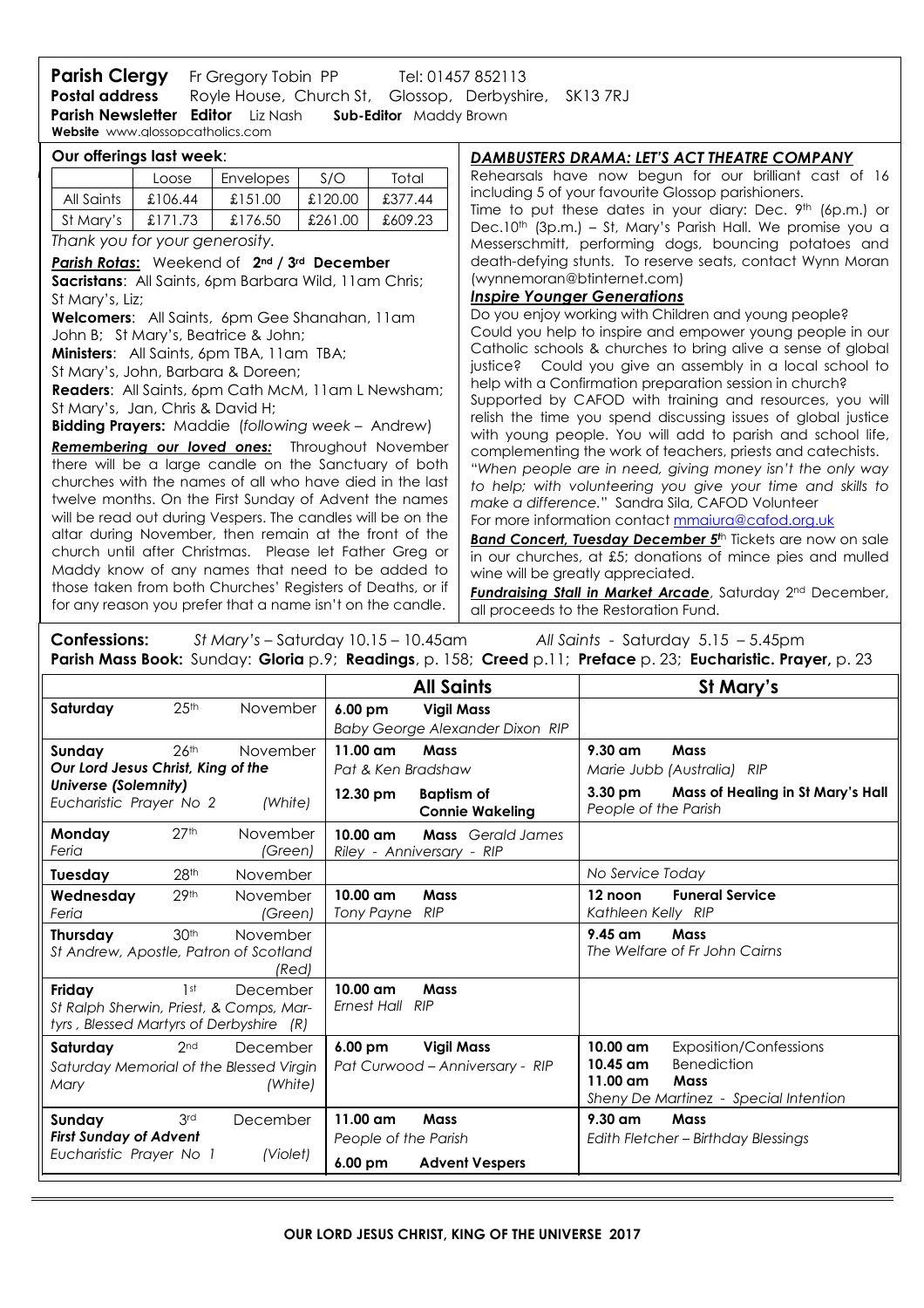**Parish Clergy** Fr Gregory Tobin PP Tel: 01457 852113
**Postal address** Royle House, Church St, Glossop, Derbyshire, SK13 7RJ
**Parish Newsletter Editor** Liz Nash **Sub-Editor** Maddy Brown
**Website** www.glossopcatholics.com

**Our offerings last week**:

| | Loose | Envelopes | S/O | Total |
|---|---|---|---|---|
| All Saints | £106.44 | £151.00 | £120.00 | £377.44 |
| St Mary's | £171.73 | £176.50 | £261.00 | £609.23 |

*Thank you for your generosity.*

***Parish Rotas*:** Weekend of **2nd / 3rd December**

**Sacristans**: All Saints, 6pm Barbara Wild, 11am Chris; St Mary's, Liz;

**Welcomers**: All Saints, 6pm Gee Shanahan, 11am John B; St Mary's, Beatrice & John;

**Ministers**: All Saints, 6pm TBA, 11am TBA; St Mary's, John, Barbara & Doreen;

**Readers**: All Saints, 6pm Cath McM, 11am L Newsham; St Mary's, Jan, Chris & David H;

**Bidding Prayers:** Maddie (*following week* – Andrew)

***Remembering our loved ones:*** Throughout November there will be a large candle on the Sanctuary of both churches with the names of all who have died in the last twelve months. On the First Sunday of Advent the names will be read out during Vespers. The candles will be on the altar during November, then remain at the front of the church until after Christmas. Please let Father Greg or Maddy know of any names that need to be added to those taken from both Churches' Registers of Deaths, or if for any reason you prefer that a name isn't on the candle.

***DAMBUSTERS DRAMA: LET'S ACT THEATRE COMPANY***

Rehearsals have now begun for our brilliant cast of 16 including 5 of your favourite Glossop parishioners. Time to put these dates in your diary: Dec. 9th (6p.m.) or Dec.10th (3p.m.) – St, Mary's Parish Hall. We promise you a Messerschmitt, performing dogs, bouncing potatoes and death-defying stunts. To reserve seats, contact Wynn Moran (wynnemoran@btinternet.com)

***Inspire Younger Generations***

Do you enjoy working with Children and young people? Could you help to inspire and empower young people in our Catholic schools & churches to bring alive a sense of global justice? Could you give an assembly in a local school to help with a Confirmation preparation session in church? Supported by CAFOD with training and resources, you will relish the time you spend discussing issues of global justice with young people. You will add to parish and school life, complementing the work of teachers, priests and catechists. "*When people are in need, giving money isn't the only way to help; with volunteering you give your time and skills to make a difference.*" Sandra Sila, CAFOD Volunteer

For more information contact mmaiura@cafod.org.uk

***Band Concert, Tuesday December 5th*** Tickets are now on sale in our churches, at £5; donations of mince pies and mulled wine will be greatly appreciated.

***Fundraising Stall in Market Arcade***, Saturday 2nd December, all proceeds to the Restoration Fund.

**Confessions:** *St Mary's* – Saturday 10.15 – 10.45am *All Saints* - Saturday 5.15 – 5.45pm

**Parish Mass Book:** Sunday: **Gloria** p.9; **Readings**, p. 158; **Creed** p.11; **Preface** p. 23; **Eucharistic. Prayer,** p. 23

| | All Saints | St Mary's |
|---|---|---|
| **Saturday** 25th November | **6.00 pm Vigil Mass** *Baby George Alexander Dixon RIP* | |
| **Sunday** 26th November ***Our Lord Jesus Christ, King of the Universe (Solemnity)*** *Eucharistic Prayer No 2 (White)* | **11.00 am Mass** *Pat & Ken Bradshaw*<br>**12.30 pm Baptism of Connie Wakeling** | **9.30 am Mass** *Marie Jubb (Australia) RIP*<br>**3.30 pm Mass of Healing in St Mary's Hall** *People of the Parish* |
| **Monday** 27th November *Feria (Green)* | **10.00 am Mass** *Gerald James Riley - Anniversary - RIP* | |
| **Tuesday** 28th November | | *No Service Today* |
| **Wednesday** 29th November *Feria (Green)* | **10.00 am Mass** *Tony Payne RIP* | **12 noon Funeral Service** *Kathleen Kelly RIP* |
| **Thursday** 30th November *St Andrew, Apostle, Patron of Scotland (Red)* | | **9.45 am Mass** *The Welfare of Fr John Cairns* |
| **Friday** 1st December *St Ralph Sherwin, Priest, & Comps, Martyrs , Blessed Martyrs of Derbyshire (R)* | **10.00 am Mass** *Ernest Hall RIP* | |
| **Saturday** 2nd December *Saturday Memorial of the Blessed Virgin Mary (White)* | **6.00 pm Vigil Mass** *Pat Curwood – Anniversary - RIP* | **10.00 am** Exposition/Confessions<br>**10.45 am** Benediction<br>**11.00 am Mass** *Sheny De Martinez - Special Intention* |
| **Sunday** 3rd December ***First Sunday of Advent*** *Eucharistic Prayer No 1 (Violet)* | **11.00 am Mass** *People of the Parish*<br>**6.00 pm Advent Vespers** | **9.30 am Mass** *Edith Fletcher – Birthday Blessings* |

**OUR LORD JESUS CHRIST, KING OF THE UNIVERSE 2017**